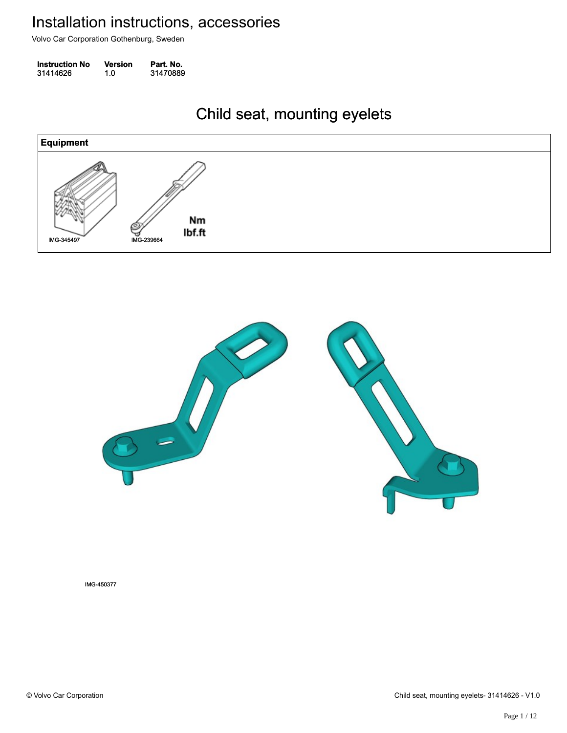# Installation instructions, accessories

Volvo Car Corporation Gothenburg, Sweden

| Instruction No | Version | Part. No. |
|---|---|---|
| 31414626 | 1.0 | 31470889 |

## Child seat, mounting eyelets

| Equipment |
|---|
| IMG-345497 IMG-239664 Nm lbf.ft |

IMG-450377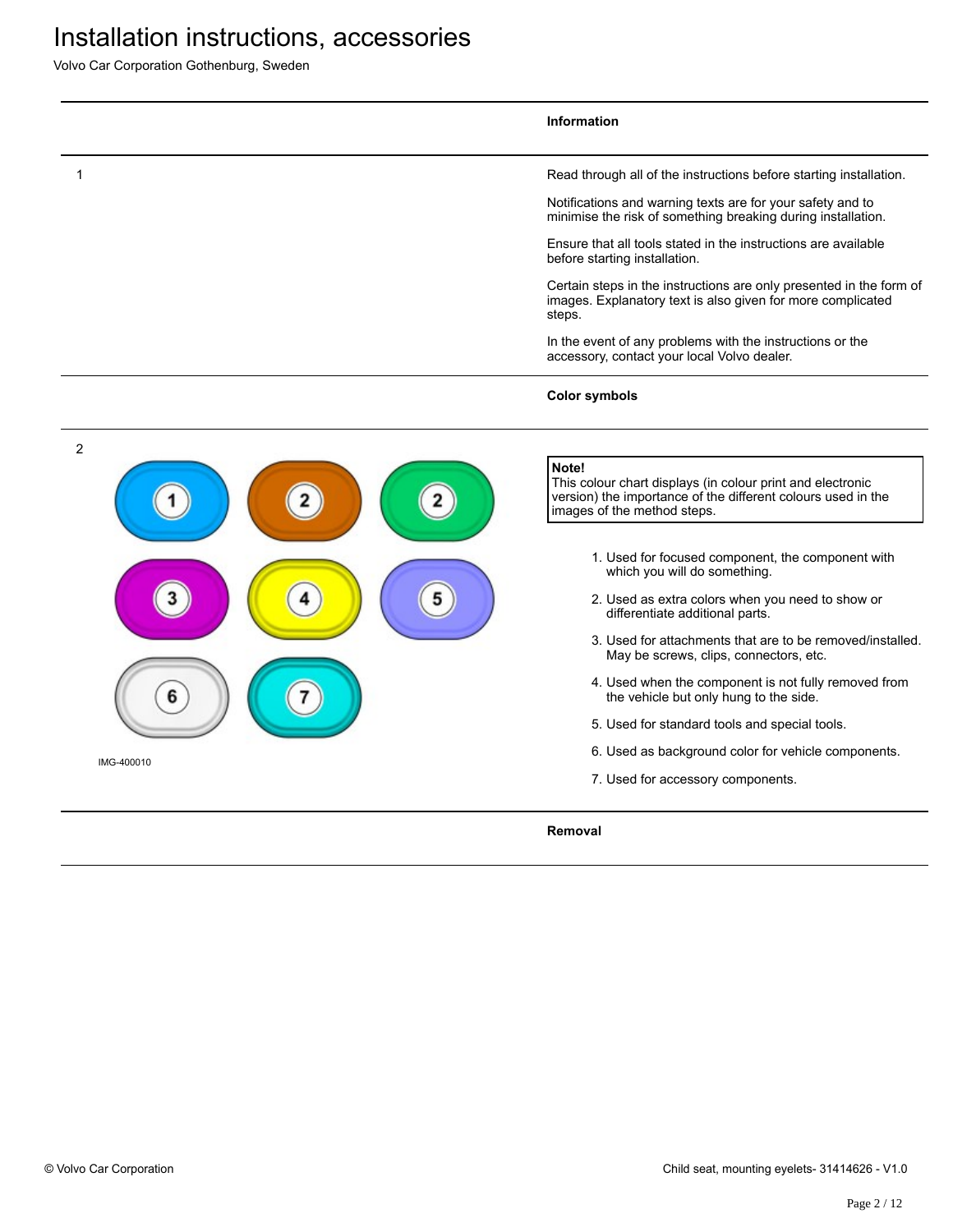# Installation instructions, accessories

Volvo Car Corporation Gothenburg, Sweden

## Information

1

Read through all of the instructions before starting installation.

Notifications and warning texts are for your safety and to minimise the risk of something breaking during installation.

Ensure that all tools stated in the instructions are available before starting installation.

Certain steps in the instructions are only presented in the form of images. Explanatory text is also given for more complicated steps.

In the event of any problems with the instructions or the accessory, contact your local Volvo dealer.

## Color symbols

2

IMG-400010

**Note!**
This colour chart displays (in colour print and electronic version) the importance of the different colours used in the images of the method steps.

1. Used for focused component, the component with which you will do something.
2. Used as extra colors when you need to show or differentiate additional parts.
3. Used for attachments that are to be removed/installed. May be screws, clips, connectors, etc.
4. Used when the component is not fully removed from the vehicle but only hung to the side.
5. Used for standard tools and special tools.
6. Used as background color for vehicle components.
7. Used for accessory components.

## Removal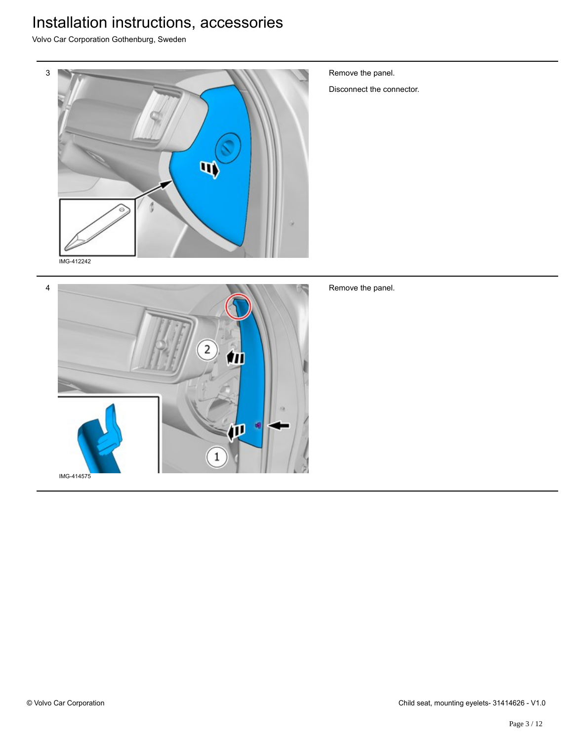3

IMG-412242

Remove the panel.

Disconnect the connector.

4

IMG-414575

Remove the panel.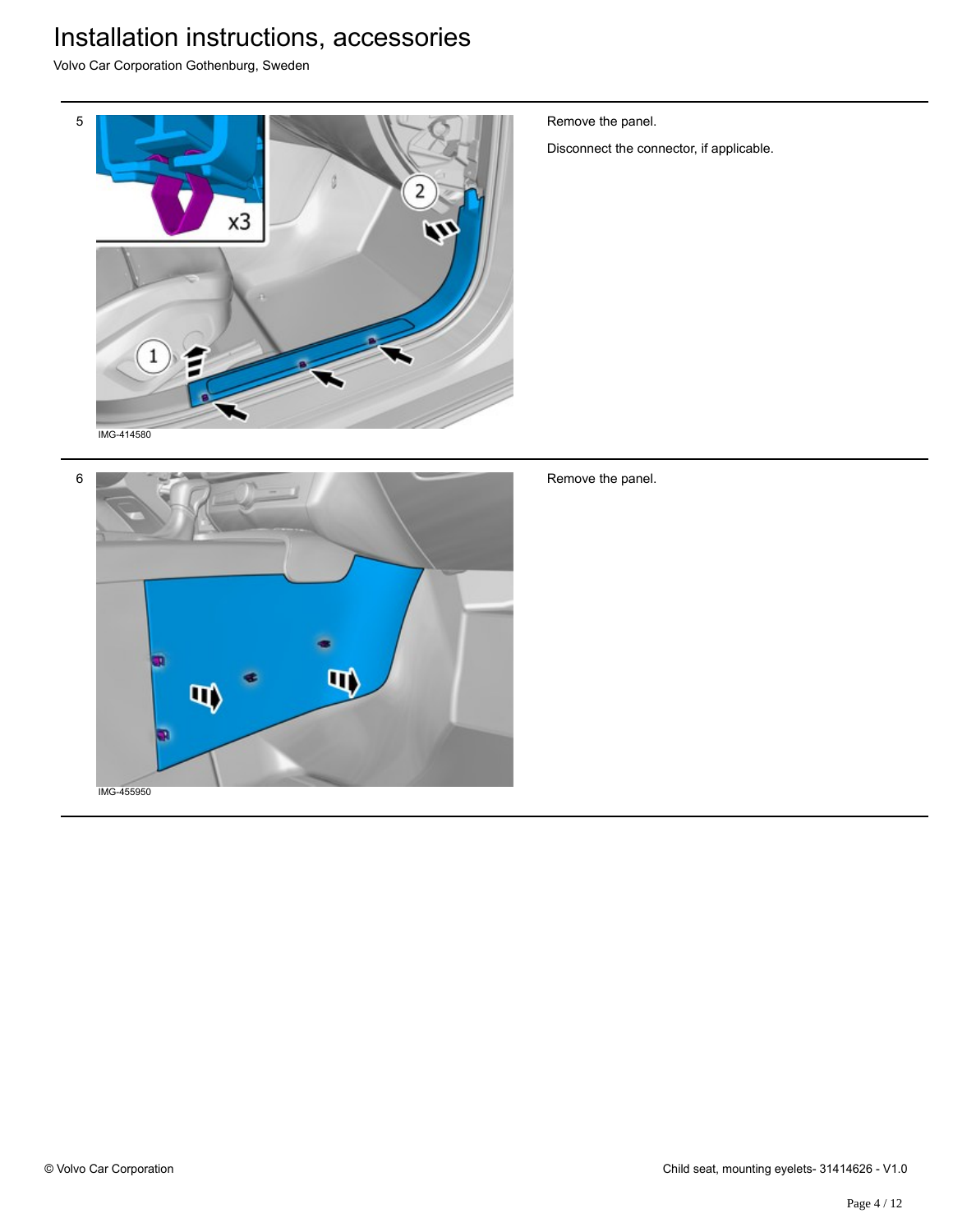# Installation instructions, accessories

Volvo Car Corporation Gothenburg, Sweden

5

IMG-414580

Remove the panel.

Disconnect the connector, if applicable.

6

IMG-455950

Remove the panel.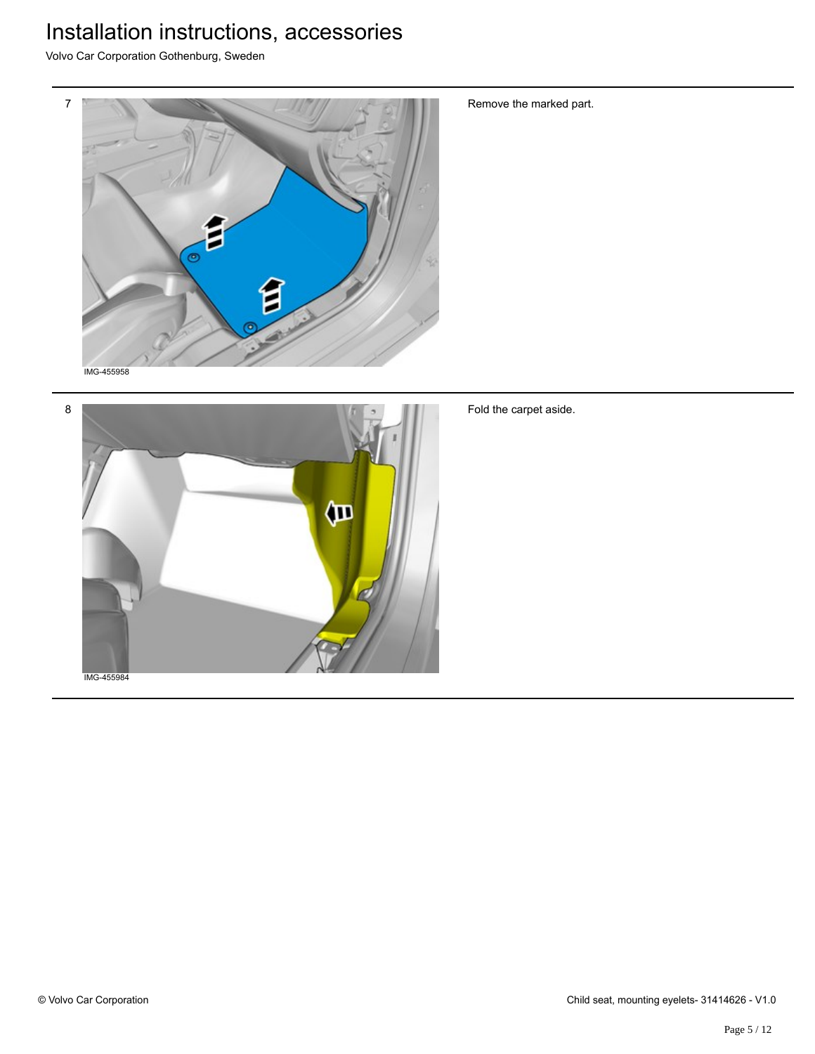7

IMG-455958

Remove the marked part.

8

IMG-455984

Fold the carpet aside.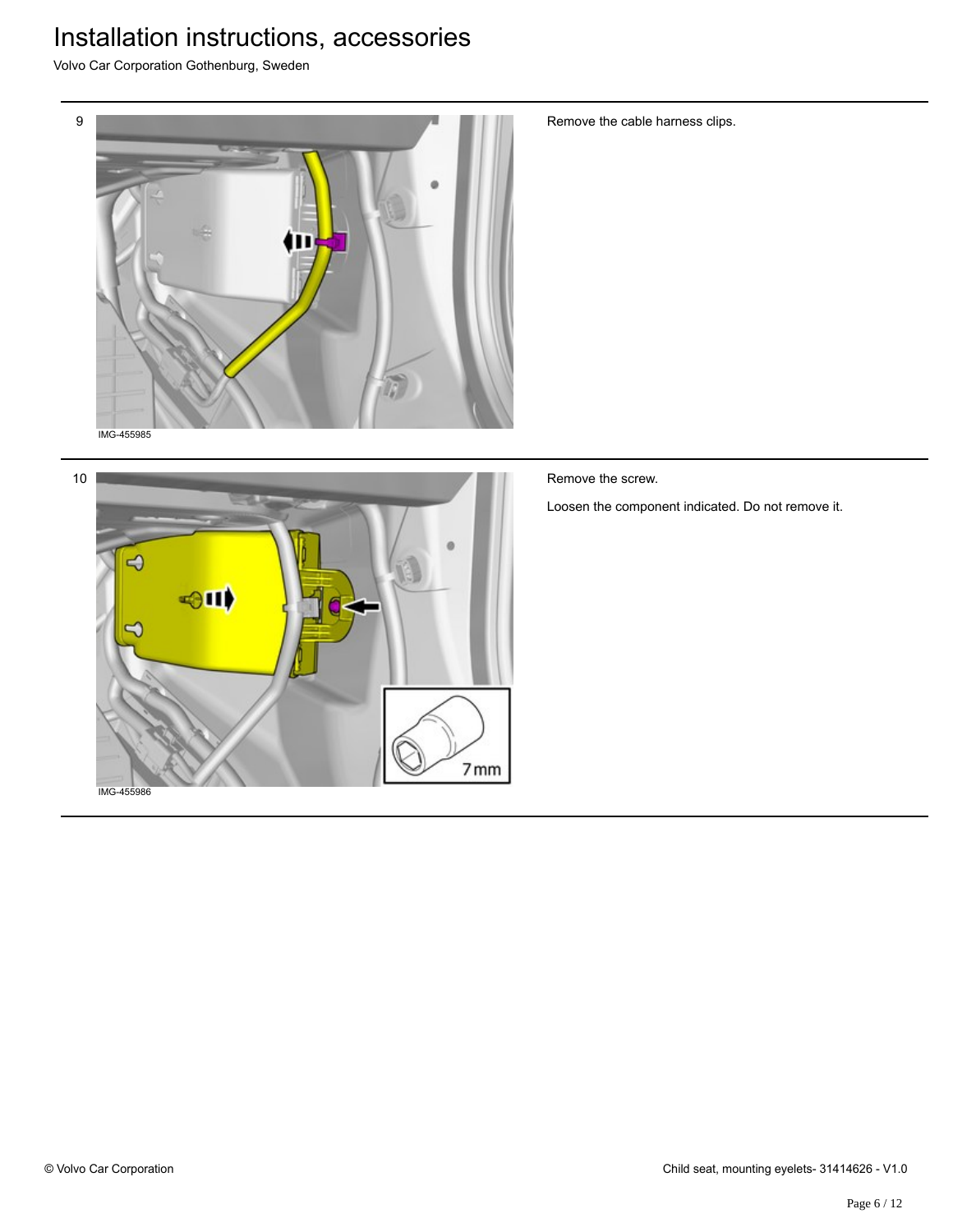| | | |
|---|---|---|
| 9 | IMG-455985 | Remove the cable harness clips. |
| 10 | 7mm<br>IMG-455986 | Remove the screw.<br><br>Loosen the component indicated. Do not remove it. |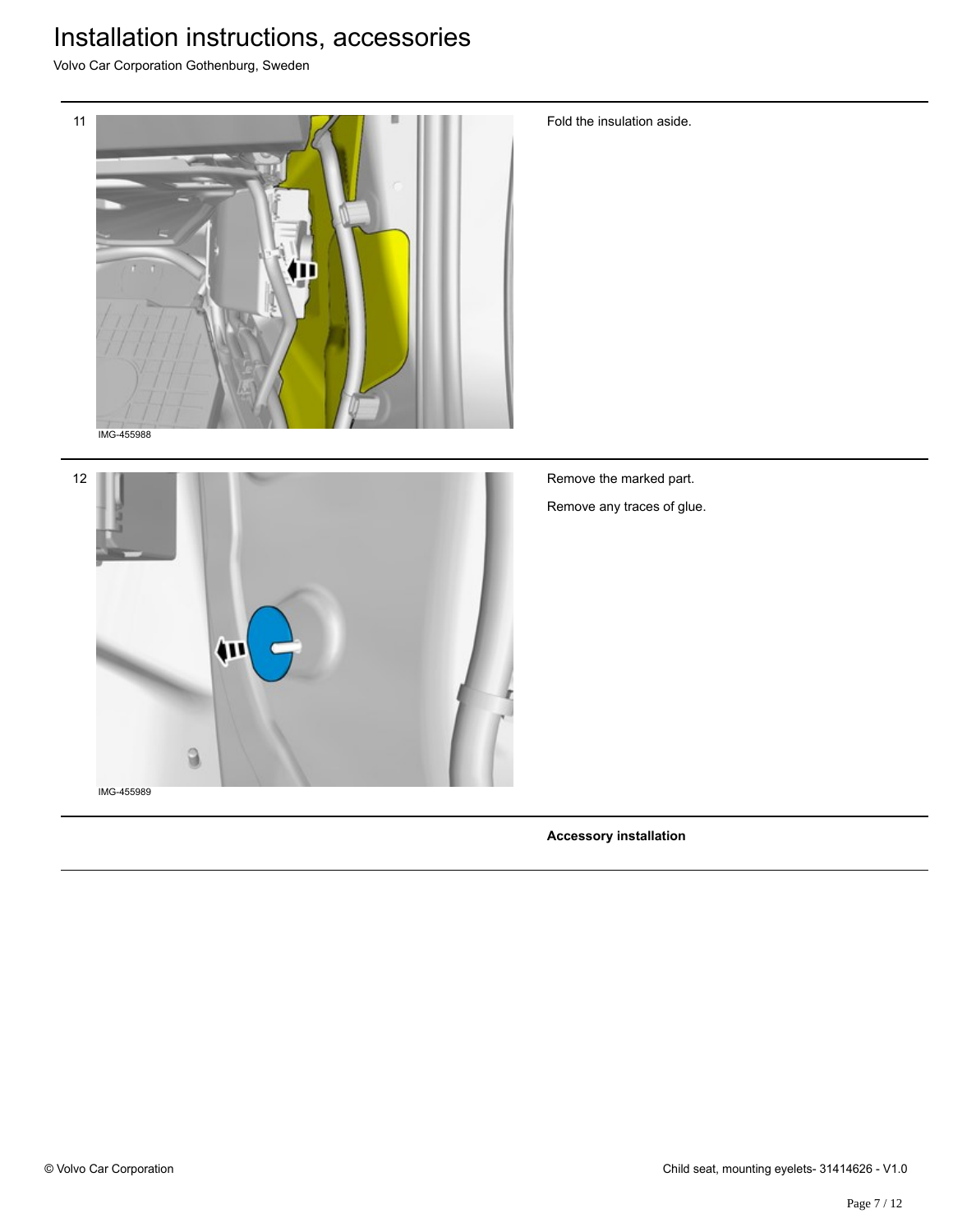11

IMG-455988

Fold the insulation aside.

12

IMG-455989

Remove the marked part.

Remove any traces of glue.

**Accessory installation**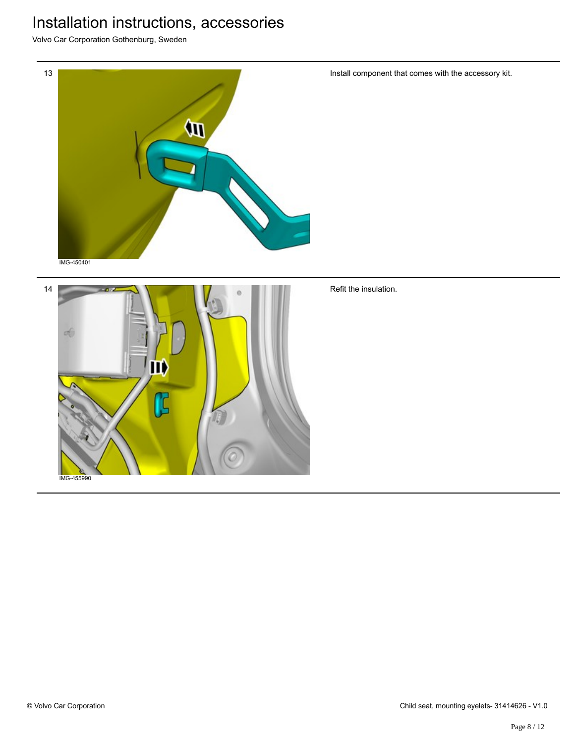# Installation instructions, accessories

Volvo Car Corporation Gothenburg, Sweden

13

IMG-450401

Install component that comes with the accessory kit.

14

IMG-455990

Refit the insulation.

© Volvo Car Corporation

Child seat, mounting eyelets- 31414626 - V1.0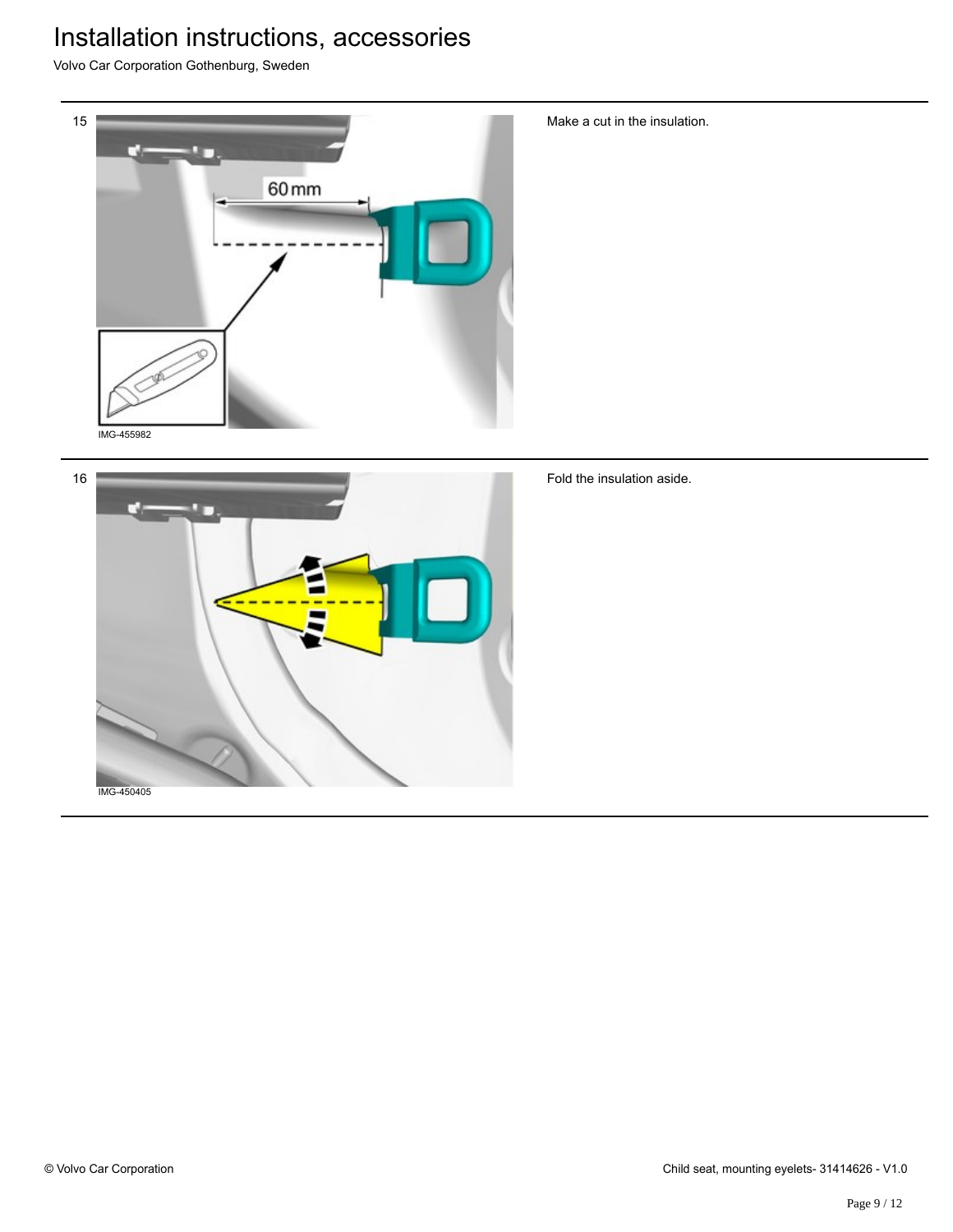15

IMG-455982

Make a cut in the insulation.

16

IMG-450405

Fold the insulation aside.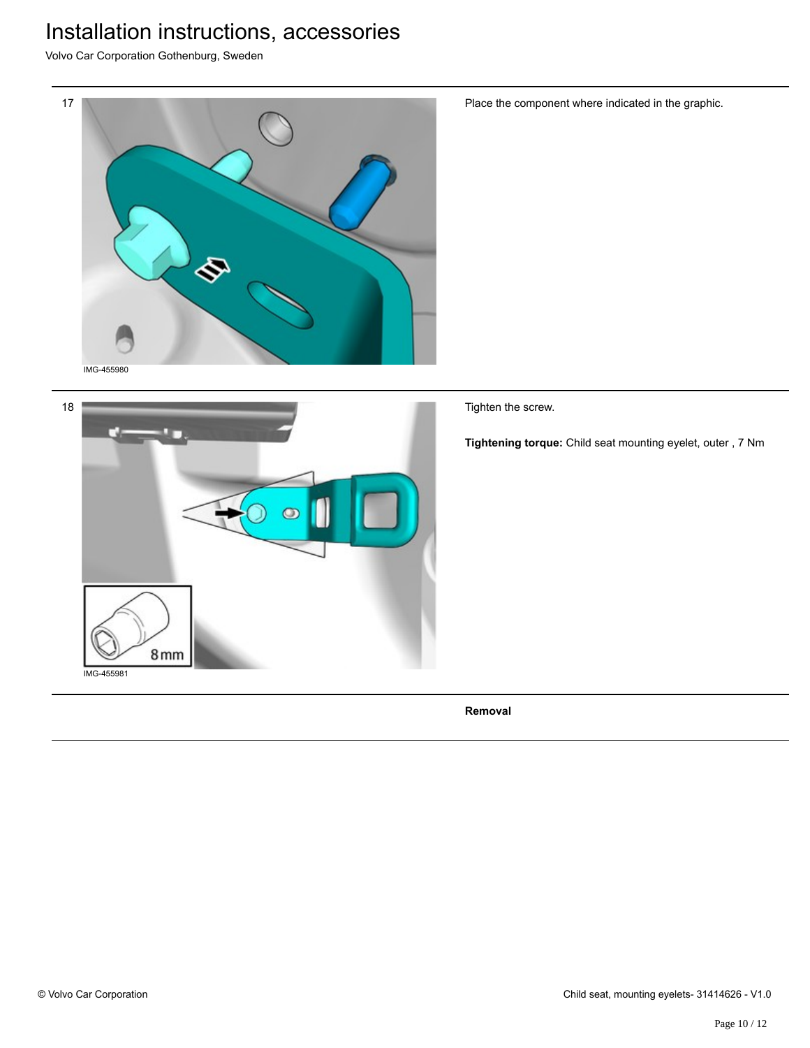17

IMG-455980

Place the component where indicated in the graphic.

18

8mm

IMG-455981

Tighten the screw.

**Tightening torque:** Child seat mounting eyelet, outer , 7 Nm

**Removal**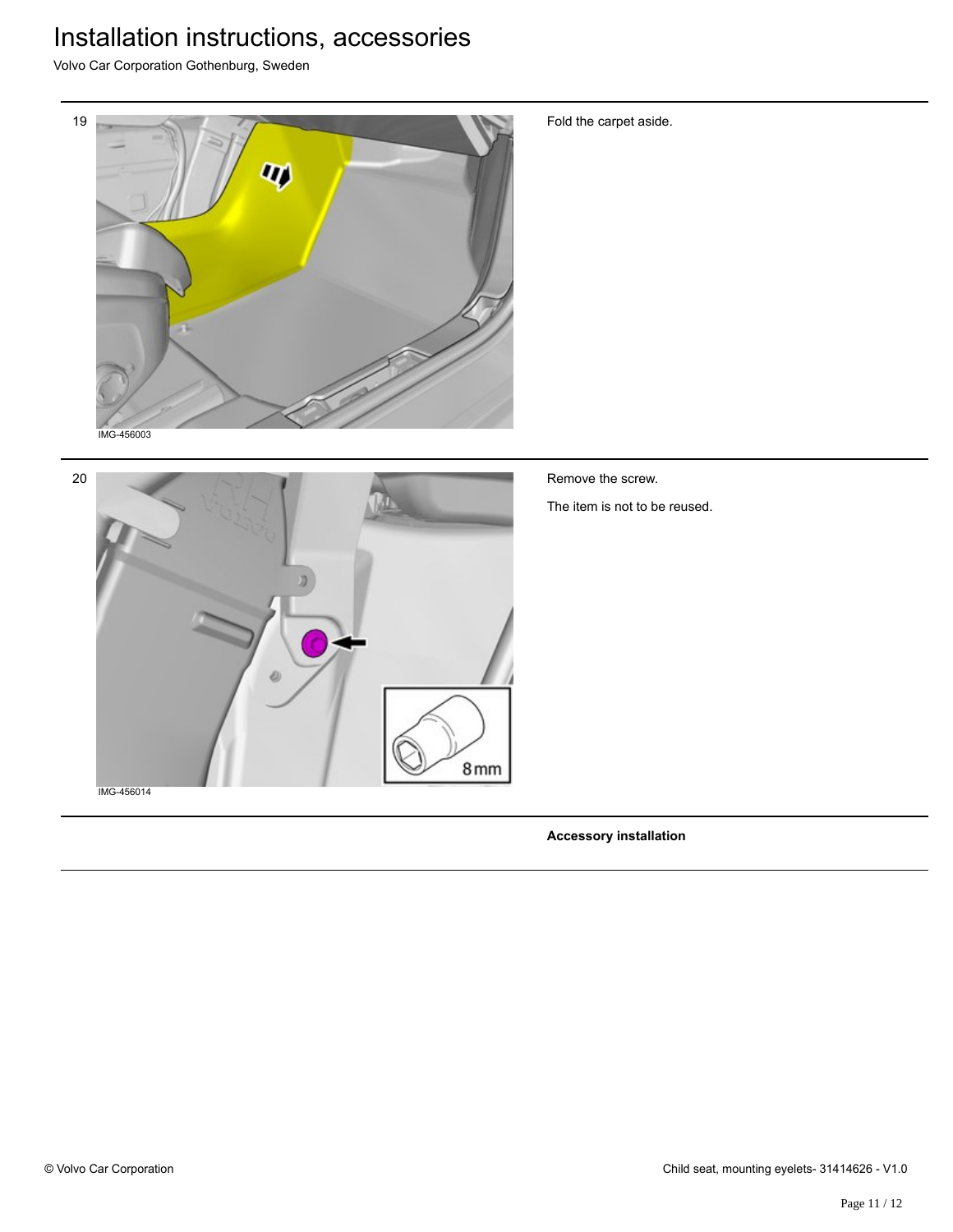19

IMG-456003

Fold the carpet aside.

20

IMG-456014

Remove the screw.

The item is not to be reused.

**Accessory installation**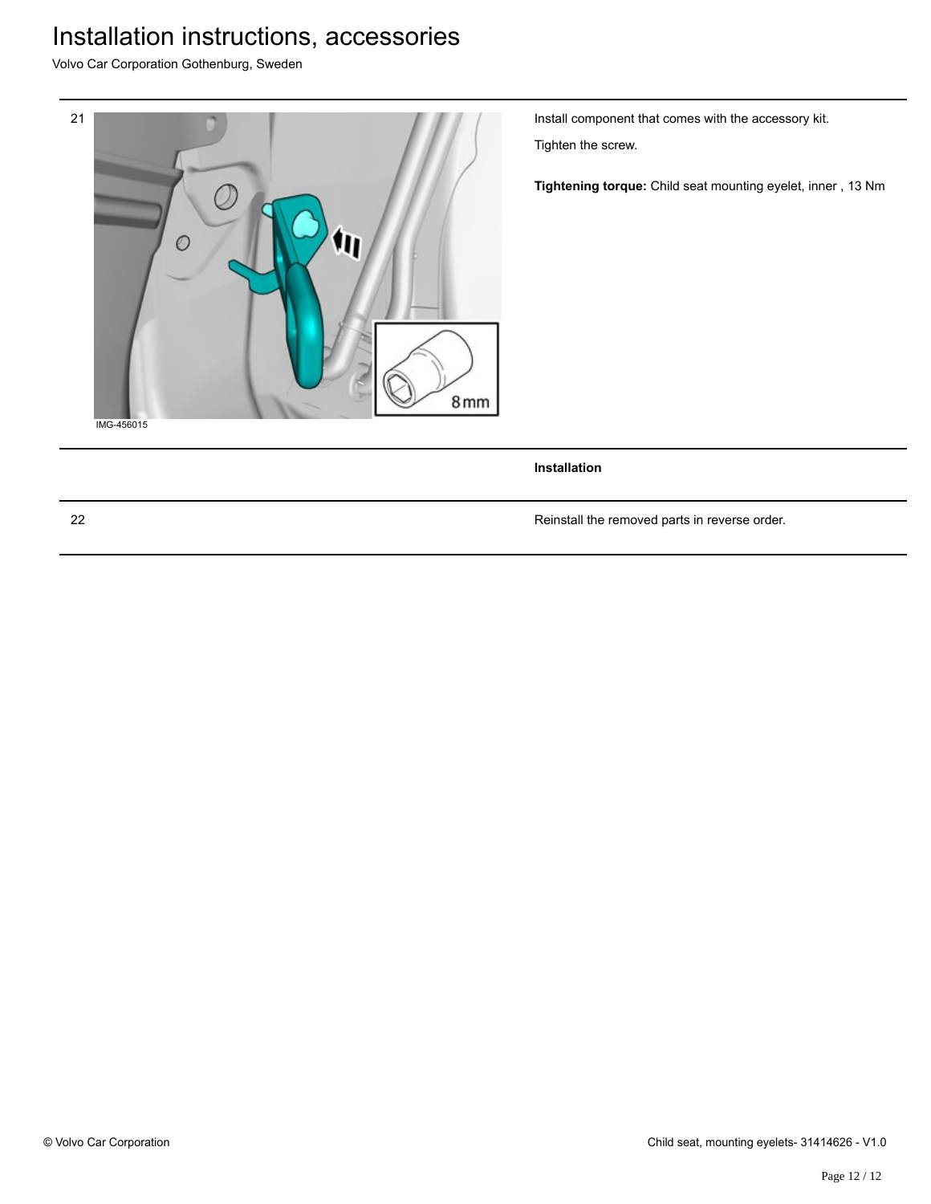| | | |
|---|---|---|
| 21 | IMG-456015 | Install component that comes with the accessory kit.<br><br>Tighten the screw.<br><br>**Tightening torque:** Child seat mounting eyelet, inner , 13 Nm |
| | | **Installation** |
| 22 | | Reinstall the removed parts in reverse order. |